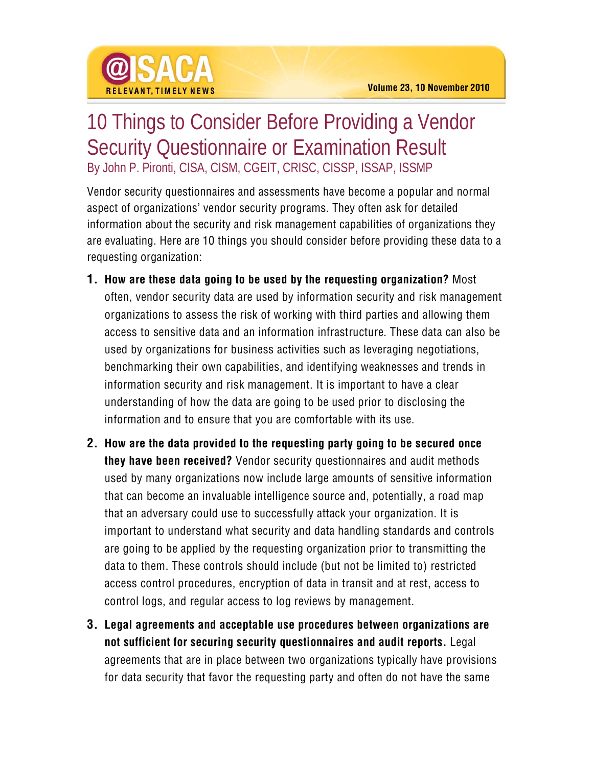# 10 Things to Consider Before Providing a Vendor Security Questionnaire or Examination Result

By John P. Pironti, CISA, CISM, CGEIT, CRISC, CISSP, ISSAP, ISSMP

Vendor security questionnaires and assessments have become a popular and normal aspect of organizations' vendor security programs. They often ask for detailed information about the security and risk management capabilities of organizations they are evaluating. Here are 10 things you should consider before providing these data to a requesting organization:

1. **How are these data going to be used by the requesting organization?** Most often, vendor security data are used by information security and risk management organizations to assess the risk of working with third parties and allowing them access to sensitive data and an information infrastructure. These data can also be used by organizations for business activities such as leveraging negotiations, benchmarking their own capabilities, and identifying weaknesses and trends in information security and risk management. It is important to have a clear understanding of how the data are going to be used prior to disclosing the information and to ensure that you are comfortable with its use.

2. **How are the data provided to the requesting party going to be secured once they have been received?** Vendor security questionnaires and audit methods used by many organizations now include large amounts of sensitive information that can become an invaluable intelligence source and, potentially, a road map that an adversary could use to successfully attack your organization. It is important to understand what security and data handling standards and controls are going to be applied by the requesting organization prior to transmitting the data to them. These controls should include (but not be limited to) restricted access control procedures, encryption of data in transit and at rest, access to control logs, and regular access to log reviews by management.

3. **Legal agreements and acceptable use procedures between organizations are not sufficient for securing security questionnaires and audit reports.** Legal agreements that are in place between two organizations typically have provisions for data security that favor the requesting party and often do not have the same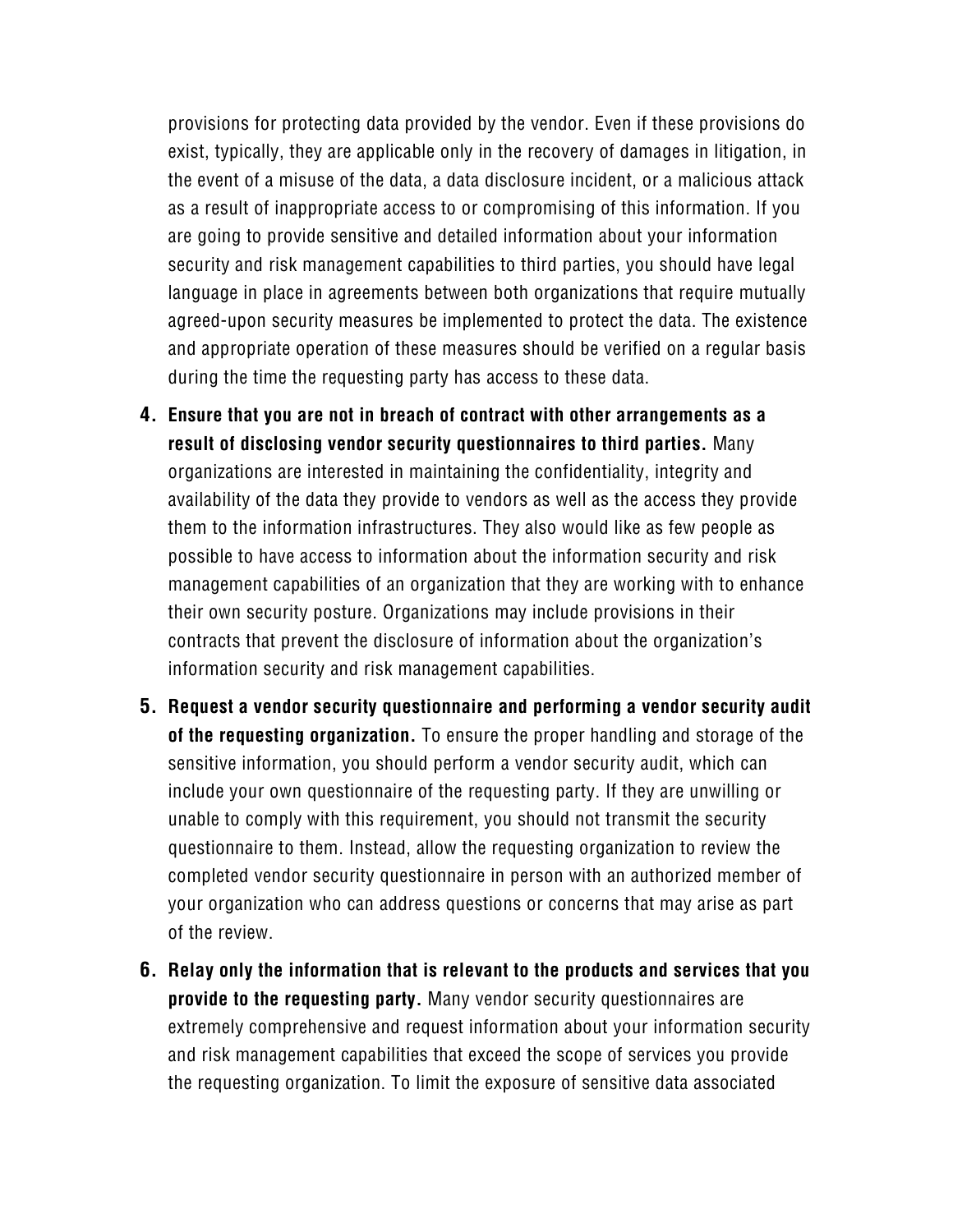provisions for protecting data provided by the vendor. Even if these provisions do exist, typically, they are applicable only in the recovery of damages in litigation, in the event of a misuse of the data, a data disclosure incident, or a malicious attack as a result of inappropriate access to or compromising of this information. If you are going to provide sensitive and detailed information about your information security and risk management capabilities to third parties, you should have legal language in place in agreements between both organizations that require mutually agreed-upon security measures be implemented to protect the data. The existence and appropriate operation of these measures should be verified on a regular basis during the time the requesting party has access to these data.

4. **Ensure that you are not in breach of contract with other arrangements as a result of disclosing vendor security questionnaires to third parties.** Many organizations are interested in maintaining the confidentiality, integrity and availability of the data they provide to vendors as well as the access they provide them to the information infrastructures. They also would like as few people as possible to have access to information about the information security and risk management capabilities of an organization that they are working with to enhance their own security posture. Organizations may include provisions in their contracts that prevent the disclosure of information about the organization's information security and risk management capabilities.

5. **Request a vendor security questionnaire and performing a vendor security audit of the requesting organization.** To ensure the proper handling and storage of the sensitive information, you should perform a vendor security audit, which can include your own questionnaire of the requesting party. If they are unwilling or unable to comply with this requirement, you should not transmit the security questionnaire to them. Instead, allow the requesting organization to review the completed vendor security questionnaire in person with an authorized member of your organization who can address questions or concerns that may arise as part of the review.

6. **Relay only the information that is relevant to the products and services that you provide to the requesting party.** Many vendor security questionnaires are extremely comprehensive and request information about your information security and risk management capabilities that exceed the scope of services you provide the requesting organization. To limit the exposure of sensitive data associated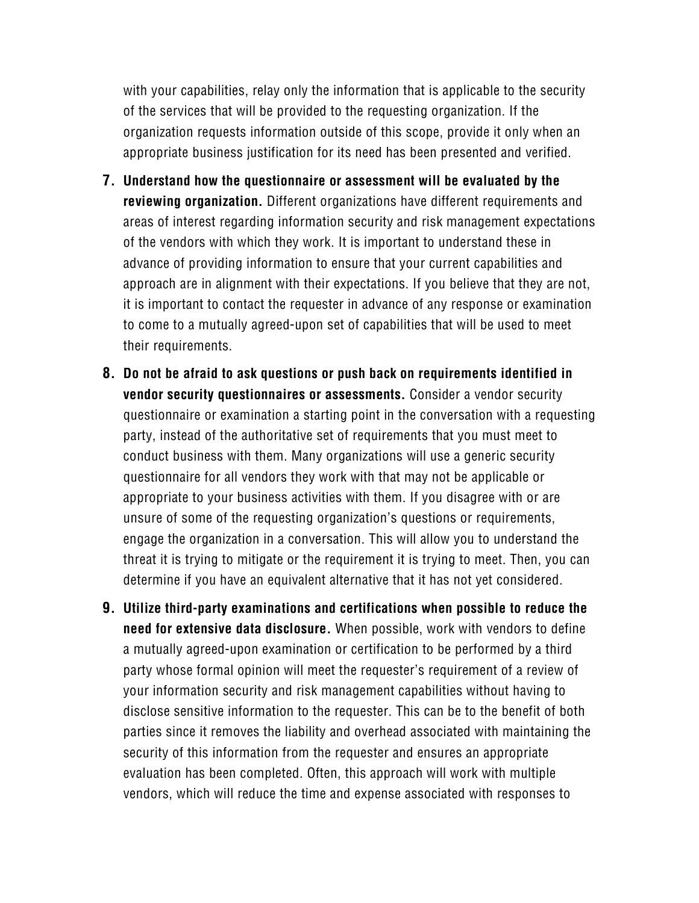with your capabilities, relay only the information that is applicable to the security of the services that will be provided to the requesting organization. If the organization requests information outside of this scope, provide it only when an appropriate business justification for its need has been presented and verified.

7. **Understand how the questionnaire or assessment will be evaluated by the reviewing organization.** Different organizations have different requirements and areas of interest regarding information security and risk management expectations of the vendors with which they work. It is important to understand these in advance of providing information to ensure that your current capabilities and approach are in alignment with their expectations. If you believe that they are not, it is important to contact the requester in advance of any response or examination to come to a mutually agreed-upon set of capabilities that will be used to meet their requirements.

8. **Do not be afraid to ask questions or push back on requirements identified in vendor security questionnaires or assessments.** Consider a vendor security questionnaire or examination a starting point in the conversation with a requesting party, instead of the authoritative set of requirements that you must meet to conduct business with them. Many organizations will use a generic security questionnaire for all vendors they work with that may not be applicable or appropriate to your business activities with them. If you disagree with or are unsure of some of the requesting organization's questions or requirements, engage the organization in a conversation. This will allow you to understand the threat it is trying to mitigate or the requirement it is trying to meet. Then, you can determine if you have an equivalent alternative that it has not yet considered.

9. **Utilize third-party examinations and certifications when possible to reduce the need for extensive data disclosure.** When possible, work with vendors to define a mutually agreed-upon examination or certification to be performed by a third party whose formal opinion will meet the requester's requirement of a review of your information security and risk management capabilities without having to disclose sensitive information to the requester. This can be to the benefit of both parties since it removes the liability and overhead associated with maintaining the security of this information from the requester and ensures an appropriate evaluation has been completed. Often, this approach will work with multiple vendors, which will reduce the time and expense associated with responses to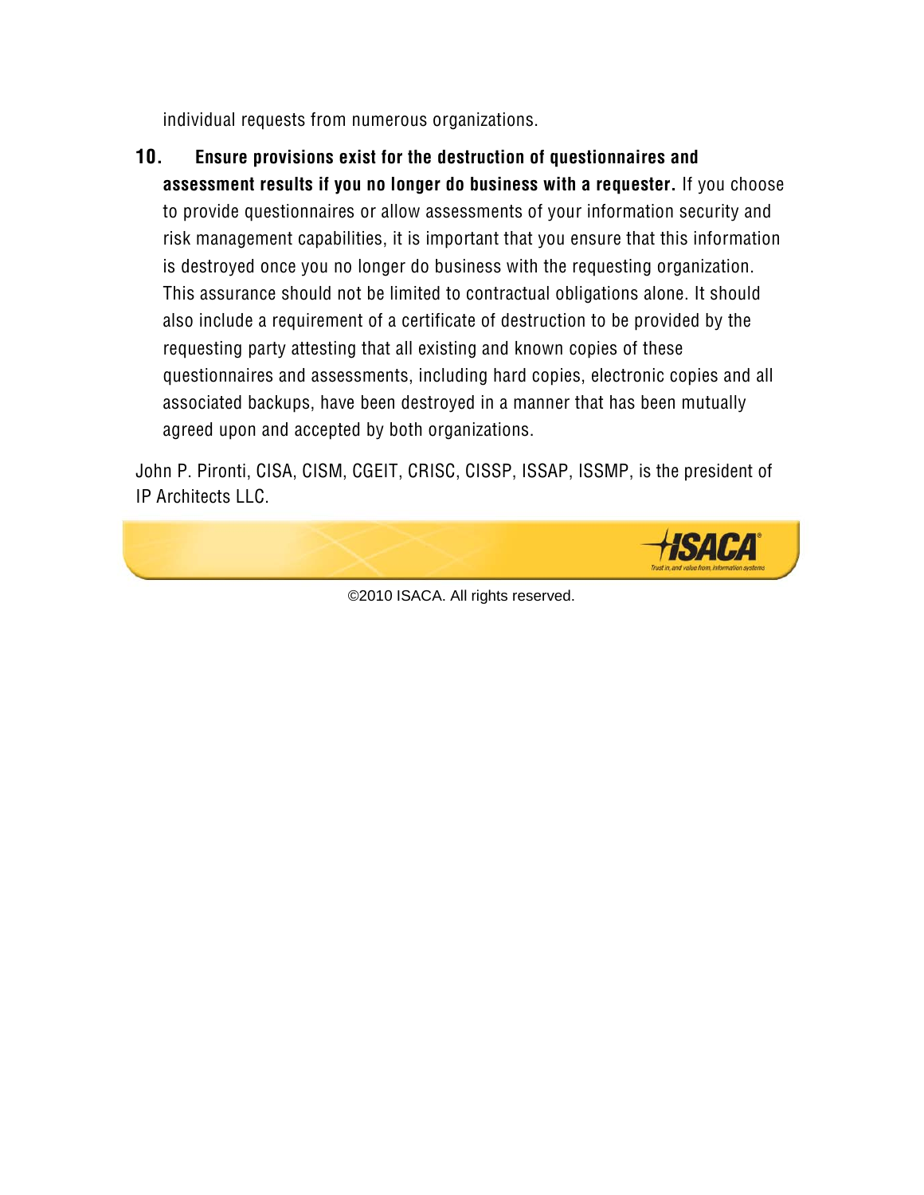individual requests from numerous organizations.

10. **Ensure provisions exist for the destruction of questionnaires and assessment results if you no longer do business with a requester.** If you choose to provide questionnaires or allow assessments of your information security and risk management capabilities, it is important that you ensure that this information is destroyed once you no longer do business with the requesting organization. This assurance should not be limited to contractual obligations alone. It should also include a requirement of a certificate of destruction to be provided by the requesting party attesting that all existing and known copies of these questionnaires and assessments, including hard copies, electronic copies and all associated backups, have been destroyed in a manner that has been mutually agreed upon and accepted by both organizations.

John P. Pironti, CISA, CISM, CGEIT, CRISC, CISSP, ISSAP, ISSMP, is the president of IP Architects LLC.

ISACA

Trust in, and value from, information systems

©2010 ISACA. All rights reserved.